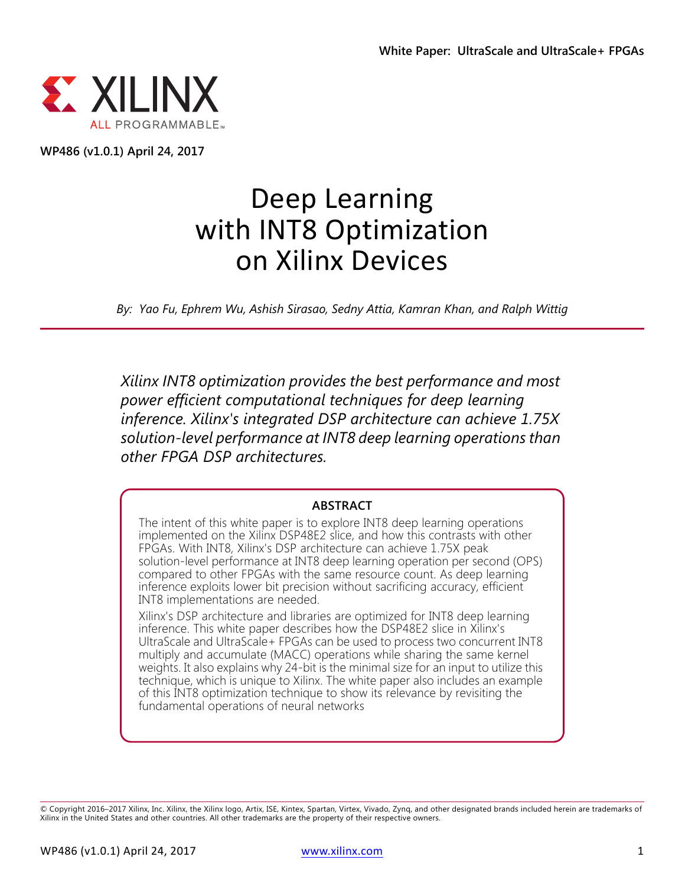White Paper: UltraScale and UltraScale+ FPGAs

WP486 (v1.0.1) April 24, 2017

# Deep Learning with INT8 Optimization on Xilinx Devices

*By: Yao Fu, Ephrem Wu, Ashish Sirasao, Sedny Attia, Kamran Khan, and Ralph Wittig*

*Xilinx INT8 optimization provides the best performance and most power efficient computational techniques for deep learning inference. Xilinx's integrated DSP architecture can achieve 1.75X solution-level performance at INT8 deep learning operations than other FPGA DSP architectures.*

## ABSTRACT

The intent of this white paper is to explore INT8 deep learning operations implemented on the Xilinx DSP48E2 slice, and how this contrasts with other FPGAs. With INT8, Xilinx's DSP architecture can achieve 1.75X peak solution-level performance at INT8 deep learning operation per second (OPS) compared to other FPGAs with the same resource count. As deep learning inference exploits lower bit precision without sacrificing accuracy, efficient INT8 implementations are needed.

Xilinx's DSP architecture and libraries are optimized for INT8 deep learning inference. This white paper describes how the DSP48E2 slice in Xilinx's UltraScale and UltraScale+ FPGAs can be used to process two concurrent INT8 multiply and accumulate (MACC) operations while sharing the same kernel weights. It also explains why 24-bit is the minimal size for an input to utilize this technique, which is unique to Xilinx. The white paper also includes an example of this INT8 optimization technique to show its relevance by revisiting the fundamental operations of neural networks

© Copyright 2016–2017 Xilinx, Inc. Xilinx, the Xilinx logo, Artix, ISE, Kintex, Spartan, Virtex, Vivado, Zynq, and other designated brands included herein are trademarks of Xilinx in the United States and other countries. All other trademarks are the property of their respective owners.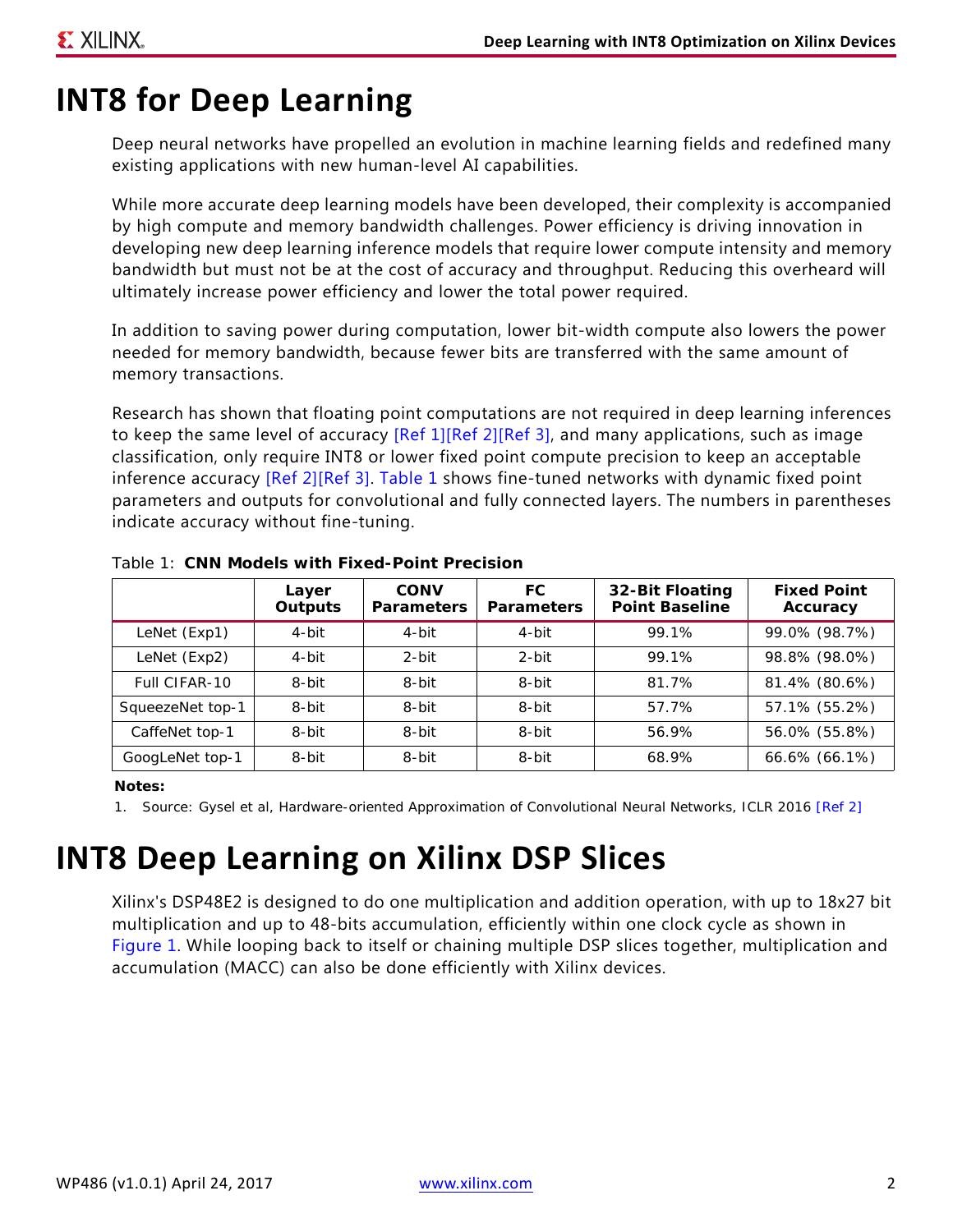# INT8 for Deep Learning

Deep neural networks have propelled an evolution in machine learning fields and redefined many existing applications with new human-level AI capabilities.

While more accurate deep learning models have been developed, their complexity is accompanied by high compute and memory bandwidth challenges. Power efficiency is driving innovation in developing new deep learning inference models that require lower compute intensity and memory bandwidth but must not be at the cost of accuracy and throughput. Reducing this overheard will ultimately increase power efficiency and lower the total power required.

In addition to saving power during computation, lower bit-width compute also lowers the power needed for memory bandwidth, because fewer bits are transferred with the same amount of memory transactions.

Research has shown that floating point computations are not required in deep learning inferences to keep the same level of accuracy [Ref 1][Ref 2][Ref 3], and many applications, such as image classification, only require INT8 or lower fixed point compute precision to keep an acceptable inference accuracy [Ref 2][Ref 3]. Table 1 shows fine-tuned networks with dynamic fixed point parameters and outputs for convolutional and fully connected layers. The numbers in parentheses indicate accuracy without fine-tuning.

Table 1: **CNN Models with Fixed-Point Precision**

| | Layer Outputs | CONV Parameters | FC Parameters | 32-Bit Floating Point Baseline | Fixed Point Accuracy |
|---|---|---|---|---|---|
| LeNet (Exp1) | 4-bit | 4-bit | 4-bit | 99.1% | 99.0% (98.7%) |
| LeNet (Exp2) | 4-bit | 2-bit | 2-bit | 99.1% | 98.8% (98.0%) |
| Full CIFAR-10 | 8-bit | 8-bit | 8-bit | 81.7% | 81.4% (80.6%) |
| SqueezeNet top-1 | 8-bit | 8-bit | 8-bit | 57.7% | 57.1% (55.2%) |
| CaffeNet top-1 | 8-bit | 8-bit | 8-bit | 56.9% | 56.0% (55.8%) |
| GoogLeNet top-1 | 8-bit | 8-bit | 8-bit | 68.9% | 66.6% (66.1%) |

**Notes:**

1. Source: Gysel et al, Hardware-oriented Approximation of Convolutional Neural Networks, ICLR 2016 [Ref 2]

# INT8 Deep Learning on Xilinx DSP Slices

Xilinx's DSP48E2 is designed to do one multiplication and addition operation, with up to 18x27 bit multiplication and up to 48-bits accumulation, efficiently within one clock cycle as shown in Figure 1. While looping back to itself or chaining multiple DSP slices together, multiplication and accumulation (MACC) can also be done efficiently with Xilinx devices.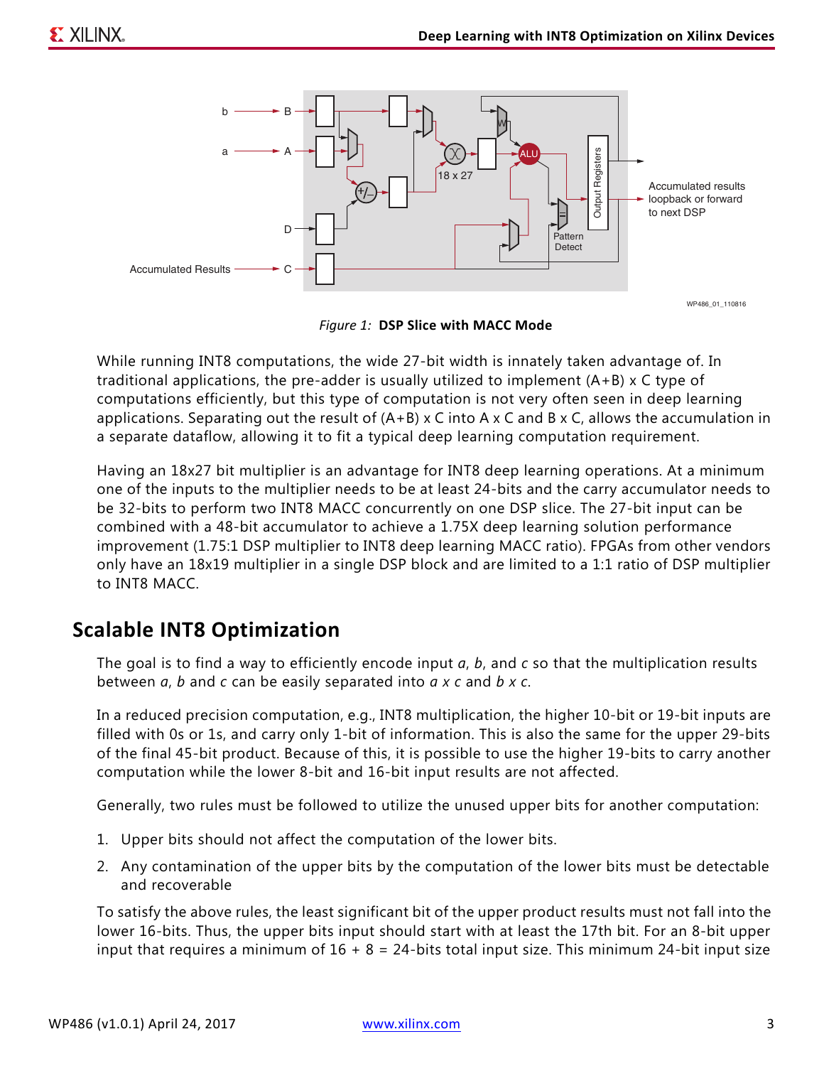Figure 1: **DSP Slice with MACC Mode**

While running INT8 computations, the wide 27-bit width is innately taken advantage of. In traditional applications, the pre-adder is usually utilized to implement (A+B) x C type of computations efficiently, but this type of computation is not very often seen in deep learning applications. Separating out the result of (A+B) x C into A x C and B x C, allows the accumulation in a separate dataflow, allowing it to fit a typical deep learning computation requirement.

Having an 18x27 bit multiplier is an advantage for INT8 deep learning operations. At a minimum one of the inputs to the multiplier needs to be at least 24-bits and the carry accumulator needs to be 32-bits to perform two INT8 MACC concurrently on one DSP slice. The 27-bit input can be combined with a 48-bit accumulator to achieve a 1.75X deep learning solution performance improvement (1.75:1 DSP multiplier to INT8 deep learning MACC ratio). FPGAs from other vendors only have an 18x19 multiplier in a single DSP block and are limited to a 1:1 ratio of DSP multiplier to INT8 MACC.

## Scalable INT8 Optimization

The goal is to find a way to efficiently encode input *a*, *b*, and *c* so that the multiplication results between *a*, *b* and *c* can be easily separated into *a x c* and *b x c*.

In a reduced precision computation, e.g., INT8 multiplication, the higher 10-bit or 19-bit inputs are filled with 0s or 1s, and carry only 1-bit of information. This is also the same for the upper 29-bits of the final 45-bit product. Because of this, it is possible to use the higher 19-bits to carry another computation while the lower 8-bit and 16-bit input results are not affected.

Generally, two rules must be followed to utilize the unused upper bits for another computation:

1. Upper bits should not affect the computation of the lower bits.
2. Any contamination of the upper bits by the computation of the lower bits must be detectable and recoverable

To satisfy the above rules, the least significant bit of the upper product results must not fall into the lower 16-bits. Thus, the upper bits input should start with at least the 17th bit. For an 8-bit upper input that requires a minimum of 16 + 8 = 24-bits total input size. This minimum 24-bit input size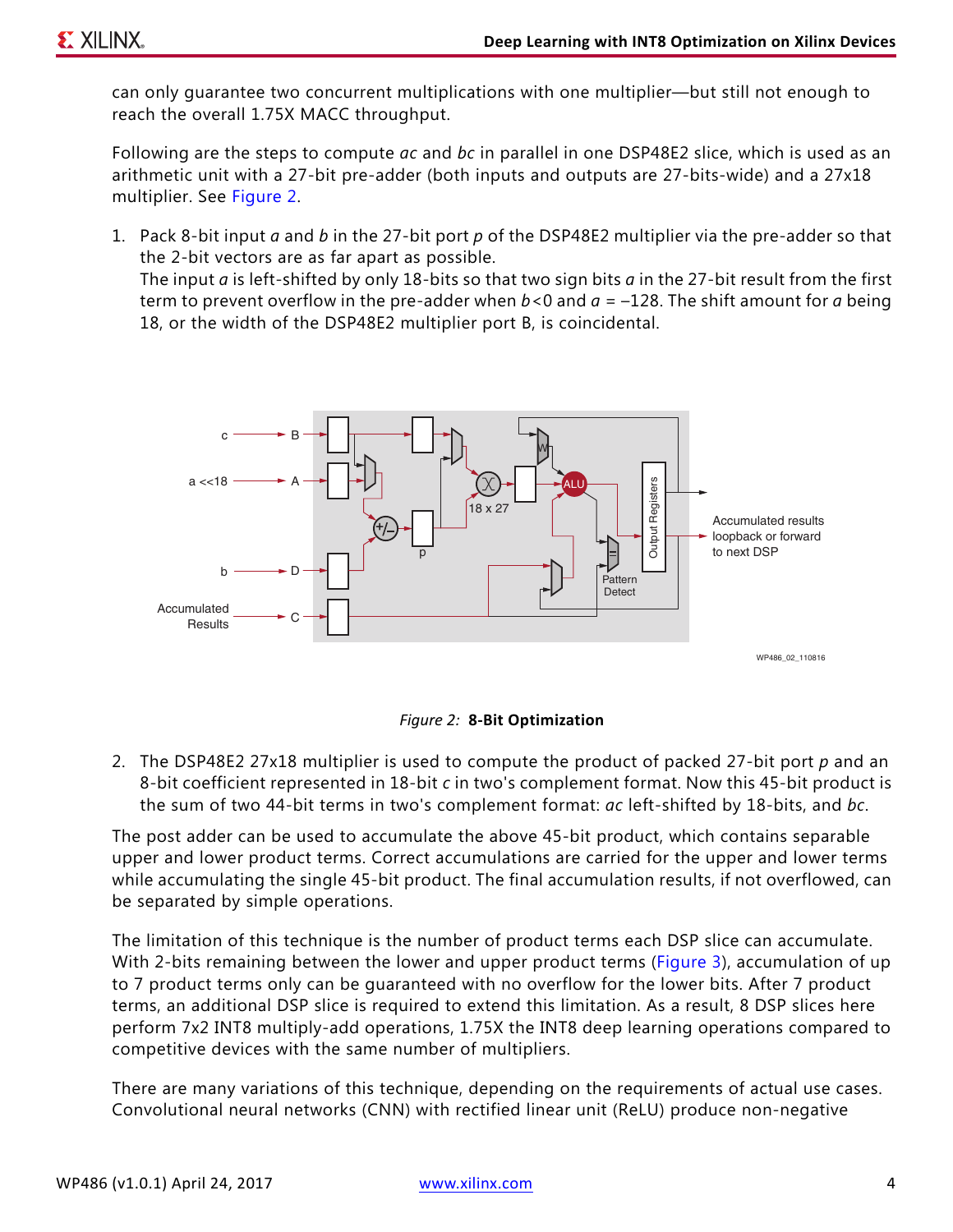can only guarantee two concurrent multiplications with one multiplier—but still not enough to reach the overall 1.75X MACC throughput.

Following are the steps to compute *ac* and *bc* in parallel in one DSP48E2 slice, which is used as an arithmetic unit with a 27-bit pre-adder (both inputs and outputs are 27-bits-wide) and a 27x18 multiplier. See Figure 2.

1. Pack 8-bit input *a* and *b* in the 27-bit port *p* of the DSP48E2 multiplier via the pre-adder so that the 2-bit vectors are as far apart as possible.
   The input *a* is left-shifted by only 18-bits so that two sign bits *a* in the 27-bit result from the first term to prevent overflow in the pre-adder when $b<0$ and $a = -128$. The shift amount for *a* being 18, or the width of the DSP48E2 multiplier port B, is coincidental.

*Figure 2:* **8-Bit Optimization**

2. The DSP48E2 27x18 multiplier is used to compute the product of packed 27-bit port *p* and an 8-bit coefficient represented in 18-bit *c* in two's complement format. Now this 45-bit product is the sum of two 44-bit terms in two's complement format: *ac* left-shifted by 18-bits, and *bc*.

The post adder can be used to accumulate the above 45-bit product, which contains separable upper and lower product terms. Correct accumulations are carried for the upper and lower terms while accumulating the single 45-bit product. The final accumulation results, if not overflowed, can be separated by simple operations.

The limitation of this technique is the number of product terms each DSP slice can accumulate. With 2-bits remaining between the lower and upper product terms (Figure 3), accumulation of up to 7 product terms only can be guaranteed with no overflow for the lower bits. After 7 product terms, an additional DSP slice is required to extend this limitation. As a result, 8 DSP slices here perform 7x2 INT8 multiply-add operations, 1.75X the INT8 deep learning operations compared to competitive devices with the same number of multipliers.

There are many variations of this technique, depending on the requirements of actual use cases. Convolutional neural networks (CNN) with rectified linear unit (ReLU) produce non-negative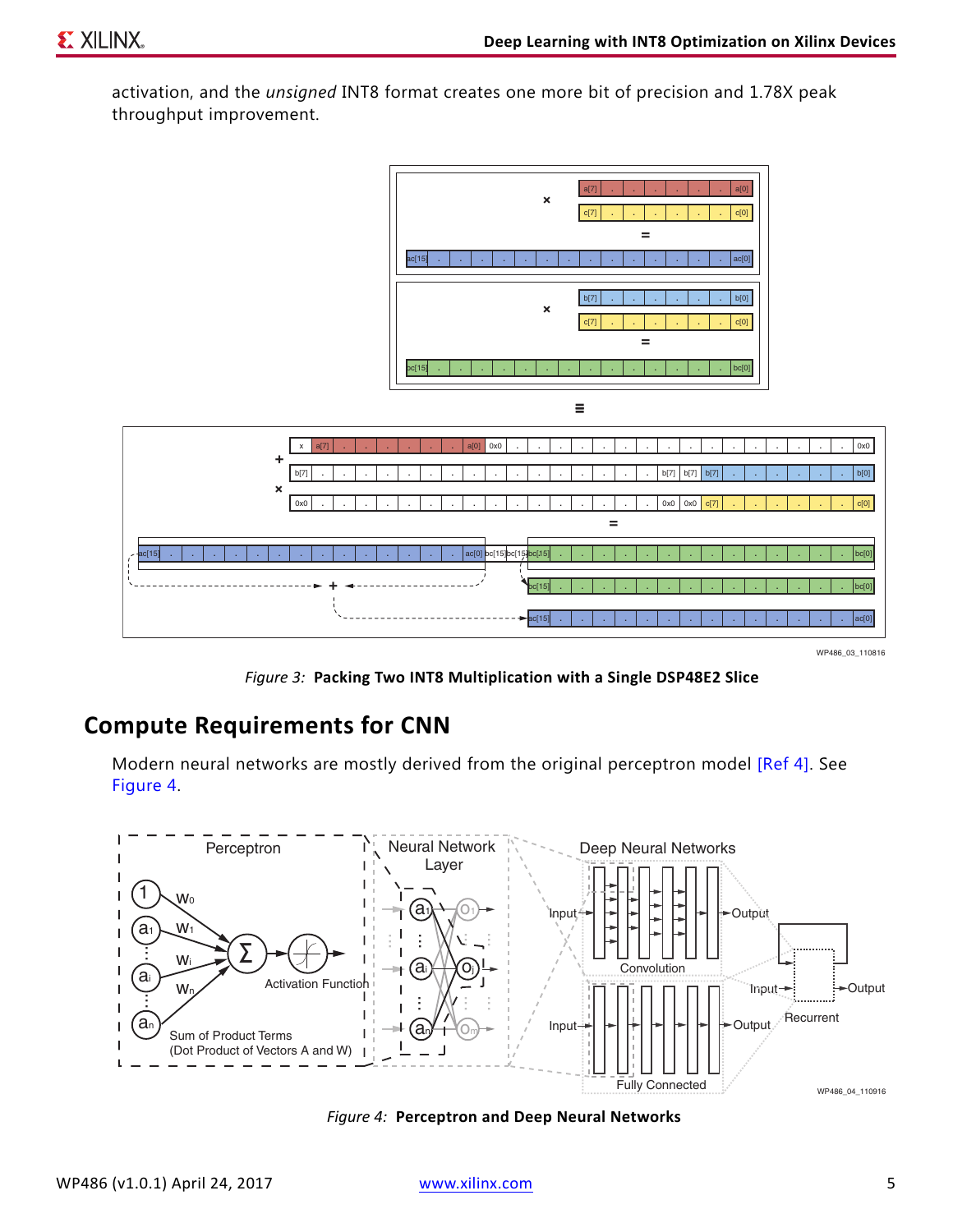activation, and the *unsigned* INT8 format creates one more bit of precision and 1.78X peak throughput improvement.

*Figure 3:* **Packing Two INT8 Multiplication with a Single DSP48E2 Slice**

## Compute Requirements for CNN

Modern neural networks are mostly derived from the original perceptron model [Ref 4]. See Figure 4.

*Figure 4:* **Perceptron and Deep Neural Networks**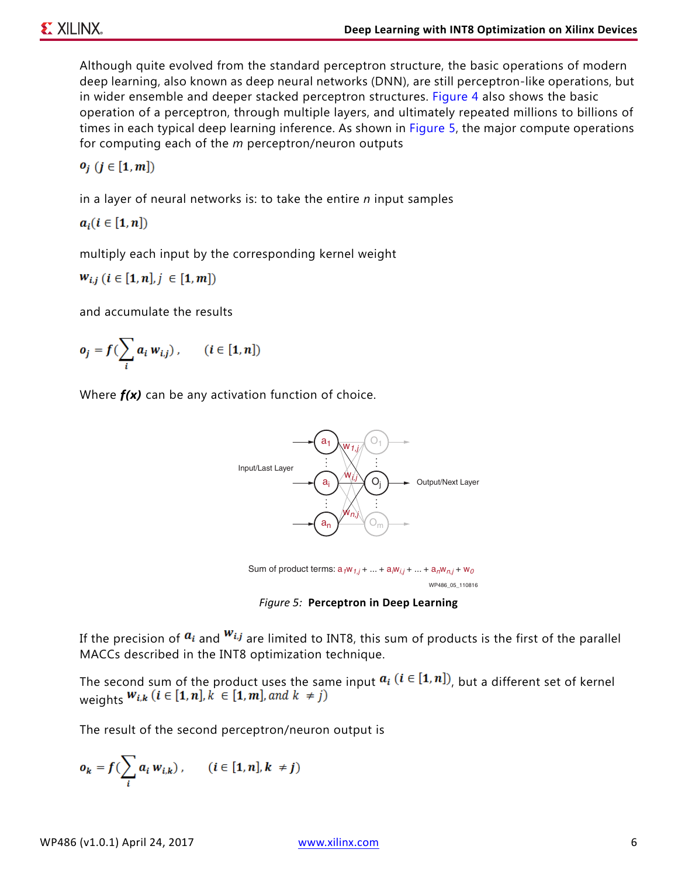Although quite evolved from the standard perceptron structure, the basic operations of modern deep learning, also known as deep neural networks (DNN), are still perceptron-like operations, but in wider ensemble and deeper stacked perceptron structures. Figure 4 also shows the basic operation of a perceptron, through multiple layers, and ultimately repeated millions to billions of times in each typical deep learning inference. As shown in Figure 5, the major compute operations for computing each of the $m$ perceptron/neuron outputs

$$o_j \ (j \in [1, m])$$

in a layer of neural networks is: to take the entire $n$ input samples

$$a_i (i \in [1, n])$$

multiply each input by the corresponding kernel weight

$$w_{i,j} \ (i \in [1, n], j \ \in [1, m])$$

and accumulate the results

$$o_j = f(\sum_i a_i \, w_{i,j}), \qquad (i \in [1, n])$$

Where ***f(x)*** can be any activation function of choice.

Sum of product terms: $a_1 w_{1,j} + \ldots + a_i w_{i,j} + \ldots + a_n w_{n,j} + w_0$

*Figure 5:* **Perceptron in Deep Learning**

If the precision of $a_i$ and $w_{i,j}$ are limited to INT8, this sum of products is the first of the parallel MACCs described in the INT8 optimization technique.

The second sum of the product uses the same input $a_i \ (i \in [1, n])$, but a different set of kernel weights $w_{i,k} \ (i \in [1, n], k \ \in [1, m], \text{and } k \ \neq j)$

The result of the second perceptron/neuron output is

$$o_k = f(\sum_i a_i \, w_{i,k}), \qquad (i \in [1, n], k \ \neq j)$$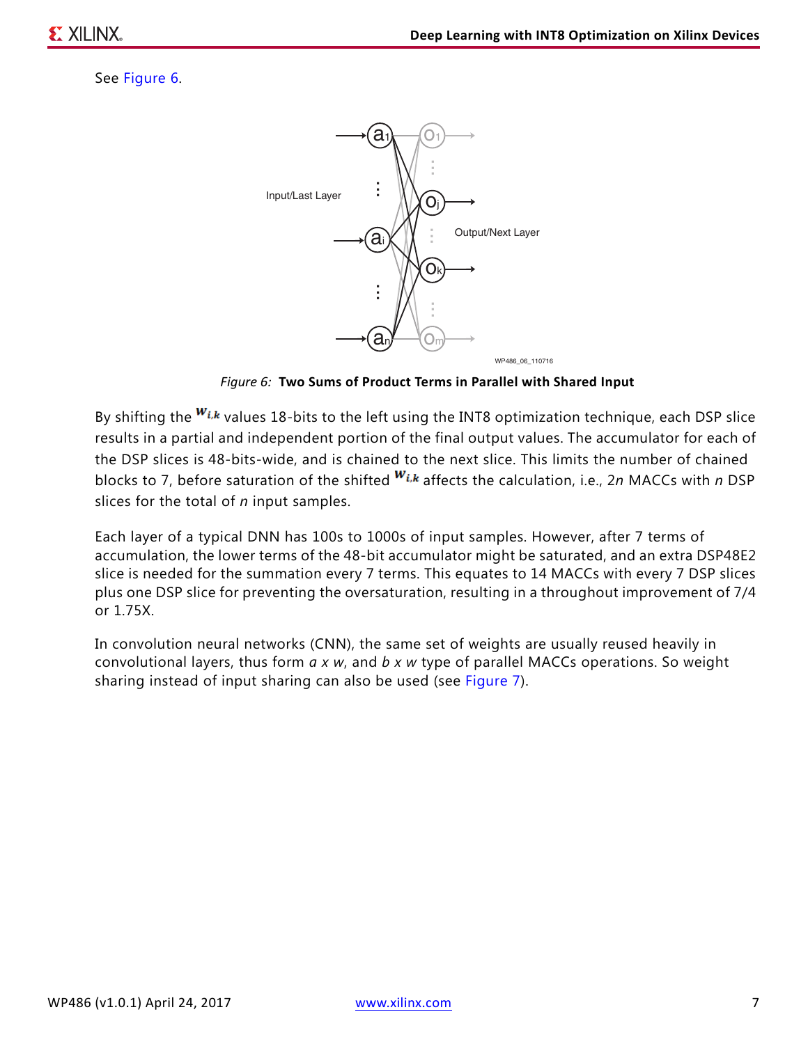See Figure 6.

*Figure 6:* **Two Sums of Product Terms in Parallel with Shared Input**

By shifting the $w_{i,k}$ values 18-bits to the left using the INT8 optimization technique, each DSP slice results in a partial and independent portion of the final output values. The accumulator for each of the DSP slices is 48-bits-wide, and is chained to the next slice. This limits the number of chained blocks to 7, before saturation of the shifted $w_{i,k}$ affects the calculation, i.e., 2*n* MACCs with *n* DSP slices for the total of *n* input samples.

Each layer of a typical DNN has 100s to 1000s of input samples. However, after 7 terms of accumulation, the lower terms of the 48-bit accumulator might be saturated, and an extra DSP48E2 slice is needed for the summation every 7 terms. This equates to 14 MACCs with every 7 DSP slices plus one DSP slice for preventing the oversaturation, resulting in a throughout improvement of 7/4 or 1.75X.

In convolution neural networks (CNN), the same set of weights are usually reused heavily in convolutional layers, thus form *a x w*, and *b x w* type of parallel MACCs operations. So weight sharing instead of input sharing can also be used (see Figure 7).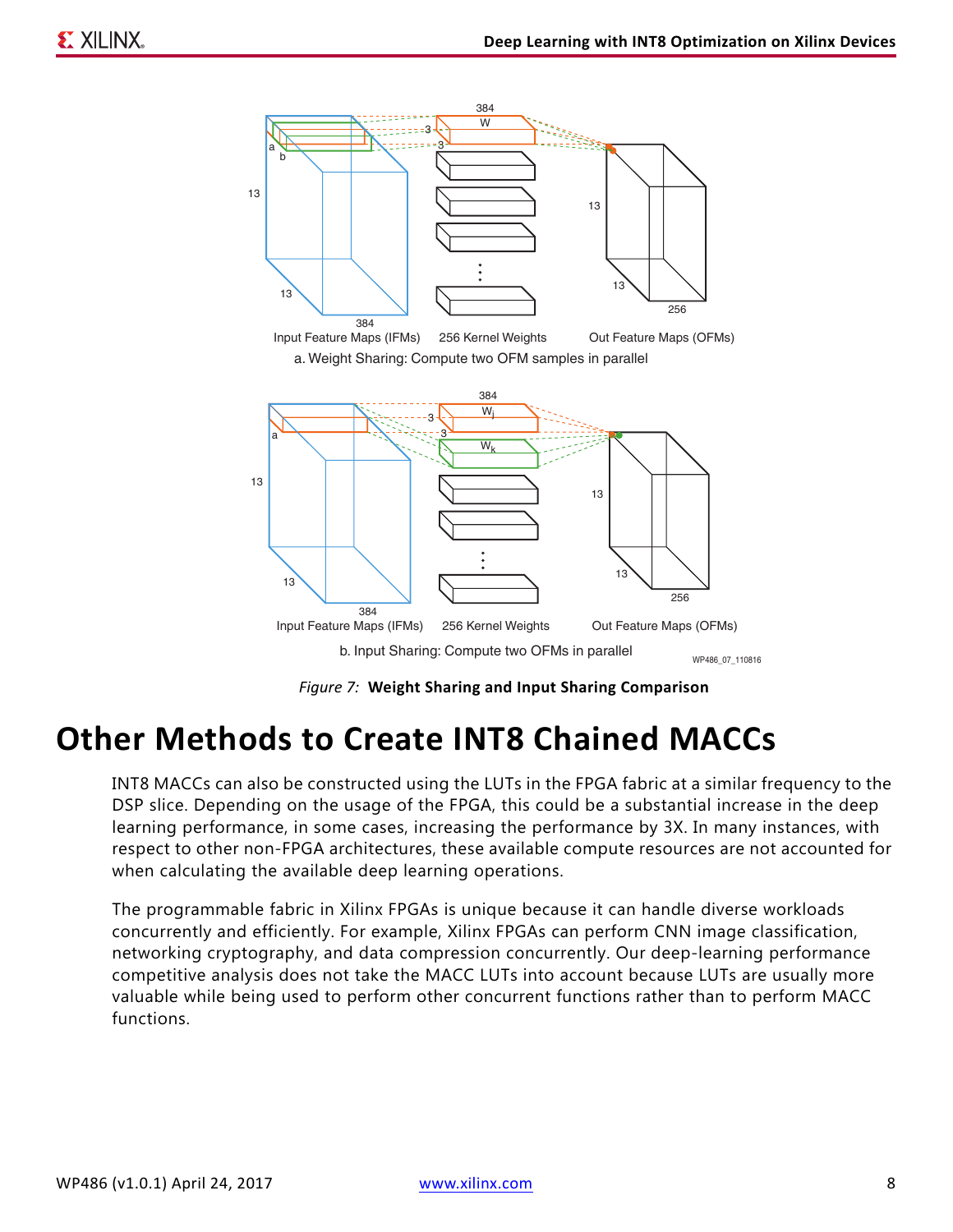Figure 7: **Weight Sharing and Input Sharing Comparison**

# Other Methods to Create INT8 Chained MACCs

INT8 MACCs can also be constructed using the LUTs in the FPGA fabric at a similar frequency to the DSP slice. Depending on the usage of the FPGA, this could be a substantial increase in the deep learning performance, in some cases, increasing the performance by 3X. In many instances, with respect to other non-FPGA architectures, these available compute resources are not accounted for when calculating the available deep learning operations.

The programmable fabric in Xilinx FPGAs is unique because it can handle diverse workloads concurrently and efficiently. For example, Xilinx FPGAs can perform CNN image classification, networking cryptography, and data compression concurrently. Our deep-learning performance competitive analysis does not take the MACC LUTs into account because LUTs are usually more valuable while being used to perform other concurrent functions rather than to perform MACC functions.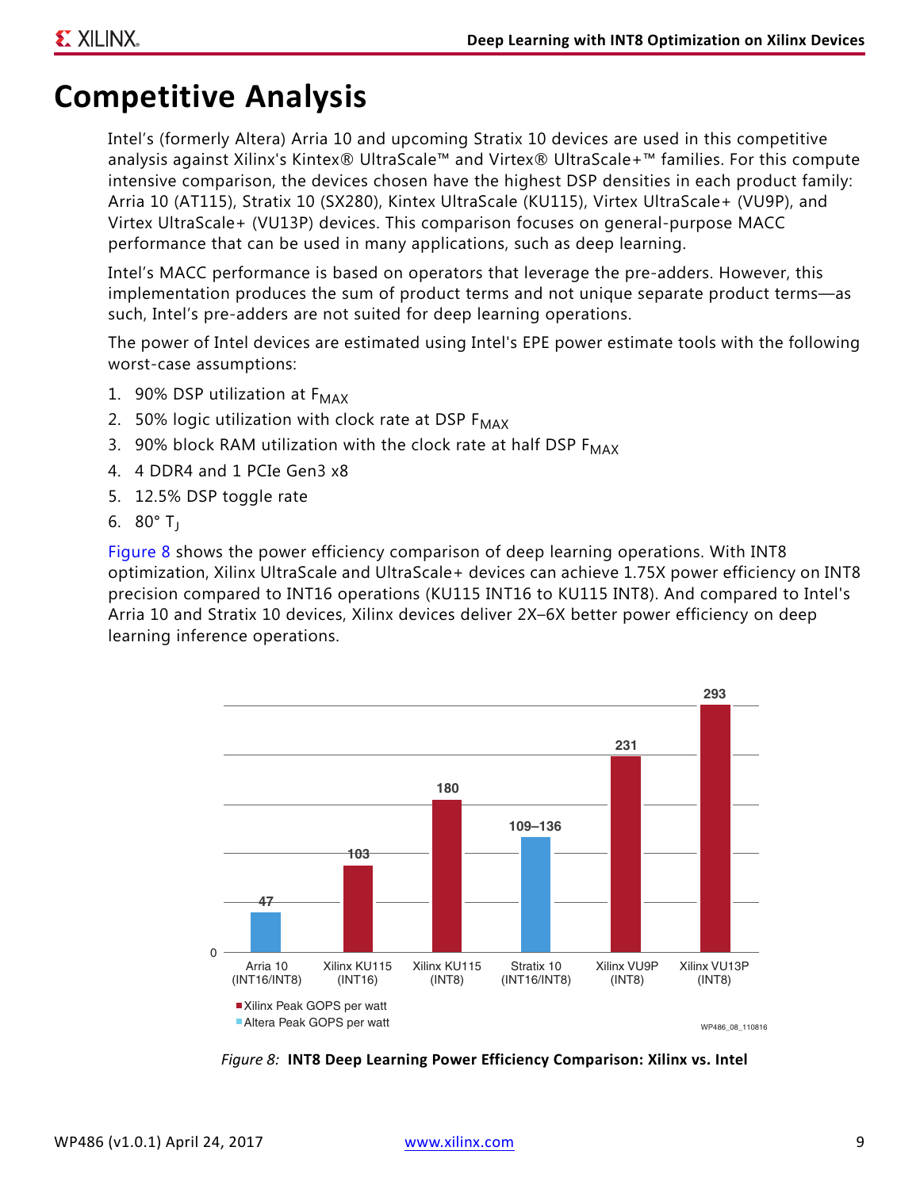# Competitive Analysis

Intel's (formerly Altera) Arria 10 and upcoming Stratix 10 devices are used in this competitive analysis against Xilinx's Kintex® UltraScale™ and Virtex® UltraScale+™ families. For this compute intensive comparison, the devices chosen have the highest DSP densities in each product family: Arria 10 (AT115), Stratix 10 (SX280), Kintex UltraScale (KU115), Virtex UltraScale+ (VU9P), and Virtex UltraScale+ (VU13P) devices. This comparison focuses on general-purpose MACC performance that can be used in many applications, such as deep learning.

Intel's MACC performance is based on operators that leverage the pre-adders. However, this implementation produces the sum of product terms and not unique separate product terms—as such, Intel's pre-adders are not suited for deep learning operations.

The power of Intel devices are estimated using Intel's EPE power estimate tools with the following worst-case assumptions:

1. 90% DSP utilization at $F_{MAX}$
2. 50% logic utilization with clock rate at DSP $F_{MAX}$
3. 90% block RAM utilization with the clock rate at half DSP $F_{MAX}$
4. 4 DDR4 and 1 PCIe Gen3 x8
5. 12.5% DSP toggle rate
6. 80° $T_J$

Figure 8 shows the power efficiency comparison of deep learning operations. With INT8 optimization, Xilinx UltraScale and UltraScale+ devices can achieve 1.75X power efficiency on INT8 precision compared to INT16 operations (KU115 INT16 to KU115 INT8). And compared to Intel's Arria 10 and Stratix 10 devices, Xilinx devices deliver 2X–6X better power efficiency on deep learning inference operations.

| Device | Peak GOPS per watt |
|---|---|
| Arria 10 (INT16/INT8) (Altera) | 47 |
| Xilinx KU115 (INT16) | 103 |
| Xilinx KU115 (INT8) | 180 |
| Stratix 10 (INT16/INT8) (Altera) | 109–136 |
| Xilinx VU9P (INT8) | 231 |
| Xilinx VU13P (INT8) | 293 |

WP486_08_110816

*Figure 8:* **INT8 Deep Learning Power Efficiency Comparison: Xilinx vs. Intel**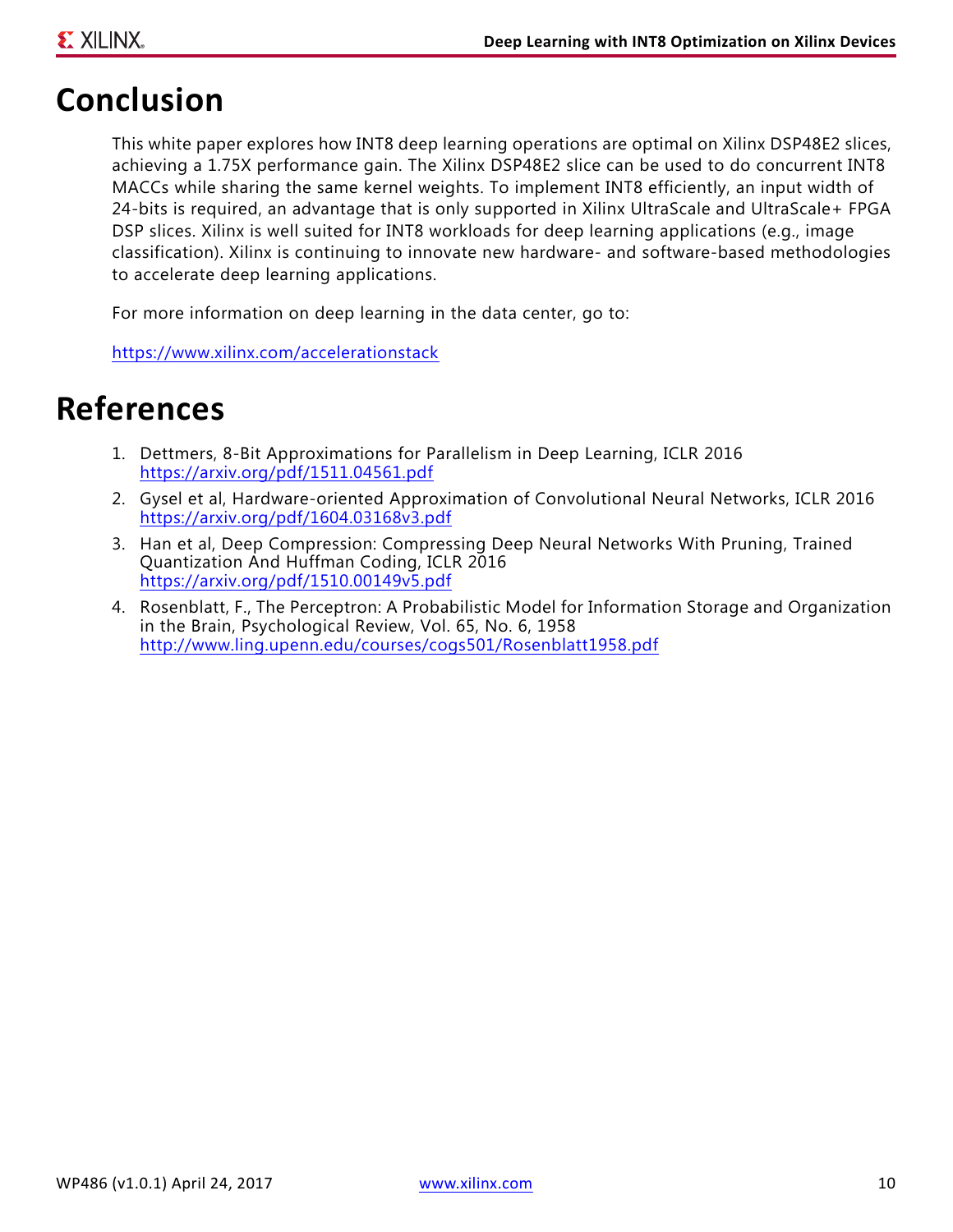# Conclusion

This white paper explores how INT8 deep learning operations are optimal on Xilinx DSP48E2 slices, achieving a 1.75X performance gain. The Xilinx DSP48E2 slice can be used to do concurrent INT8 MACCs while sharing the same kernel weights. To implement INT8 efficiently, an input width of 24-bits is required, an advantage that is only supported in Xilinx UltraScale and UltraScale+ FPGA DSP slices. Xilinx is well suited for INT8 workloads for deep learning applications (e.g., image classification). Xilinx is continuing to innovate new hardware- and software-based methodologies to accelerate deep learning applications.

For more information on deep learning in the data center, go to:

https://www.xilinx.com/accelerationstack

# References

1. Dettmers, 8-Bit Approximations for Parallelism in Deep Learning, ICLR 2016
   https://arxiv.org/pdf/1511.04561.pdf
2. Gysel et al, Hardware-oriented Approximation of Convolutional Neural Networks, ICLR 2016
   https://arxiv.org/pdf/1604.03168v3.pdf
3. Han et al, Deep Compression: Compressing Deep Neural Networks With Pruning, Trained Quantization And Huffman Coding, ICLR 2016
   https://arxiv.org/pdf/1510.00149v5.pdf
4. Rosenblatt, F., The Perceptron: A Probabilistic Model for Information Storage and Organization in the Brain, Psychological Review, Vol. 65, No. 6, 1958
   http://www.ling.upenn.edu/courses/cogs501/Rosenblatt1958.pdf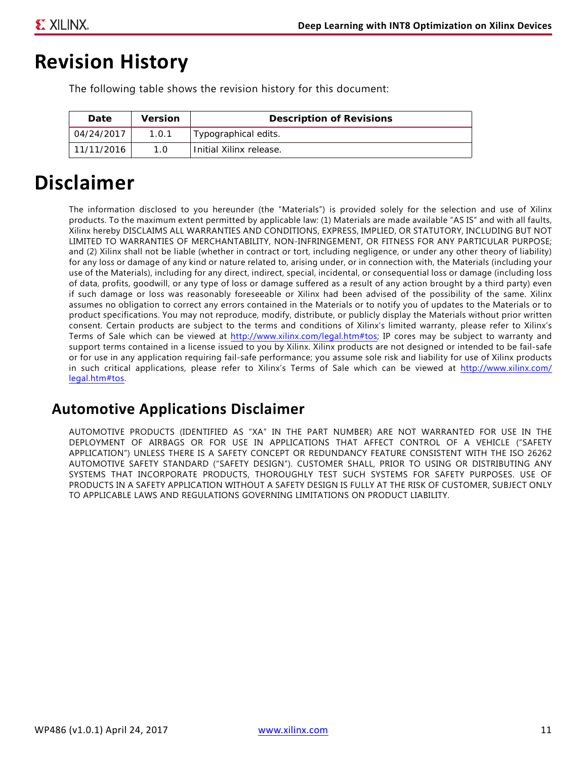# Revision History

The following table shows the revision history for this document:

| Date | Version | Description of Revisions |
|---|---|---|
| 04/24/2017 | 1.0.1 | Typographical edits. |
| 11/11/2016 | 1.0 | Initial Xilinx release. |

# Disclaimer

The information disclosed to you hereunder (the "Materials") is provided solely for the selection and use of Xilinx products. To the maximum extent permitted by applicable law: (1) Materials are made available "AS IS" and with all faults, Xilinx hereby DISCLAIMS ALL WARRANTIES AND CONDITIONS, EXPRESS, IMPLIED, OR STATUTORY, INCLUDING BUT NOT LIMITED TO WARRANTIES OF MERCHANTABILITY, NON-INFRINGEMENT, OR FITNESS FOR ANY PARTICULAR PURPOSE; and (2) Xilinx shall not be liable (whether in contract or tort, including negligence, or under any other theory of liability) for any loss or damage of any kind or nature related to, arising under, or in connection with, the Materials (including your use of the Materials), including for any direct, indirect, special, incidental, or consequential loss or damage (including loss of data, profits, goodwill, or any type of loss or damage suffered as a result of any action brought by a third party) even if such damage or loss was reasonably foreseeable or Xilinx had been advised of the possibility of the same. Xilinx assumes no obligation to correct any errors contained in the Materials or to notify you of updates to the Materials or to product specifications. You may not reproduce, modify, distribute, or publicly display the Materials without prior written consent. Certain products are subject to the terms and conditions of Xilinx's limited warranty, please refer to Xilinx's Terms of Sale which can be viewed at http://www.xilinx.com/legal.htm#tos; IP cores may be subject to warranty and support terms contained in a license issued to you by Xilinx. Xilinx products are not designed or intended to be fail-safe or for use in any application requiring fail-safe performance; you assume sole risk and liability for use of Xilinx products in such critical applications, please refer to Xilinx's Terms of Sale which can be viewed at http://www.xilinx.com/legal.htm#tos.

## Automotive Applications Disclaimer

AUTOMOTIVE PRODUCTS (IDENTIFIED AS "XA" IN THE PART NUMBER) ARE NOT WARRANTED FOR USE IN THE DEPLOYMENT OF AIRBAGS OR FOR USE IN APPLICATIONS THAT AFFECT CONTROL OF A VEHICLE ("SAFETY APPLICATION") UNLESS THERE IS A SAFETY CONCEPT OR REDUNDANCY FEATURE CONSISTENT WITH THE ISO 26262 AUTOMOTIVE SAFETY STANDARD ("SAFETY DESIGN"). CUSTOMER SHALL, PRIOR TO USING OR DISTRIBUTING ANY SYSTEMS THAT INCORPORATE PRODUCTS, THOROUGHLY TEST SUCH SYSTEMS FOR SAFETY PURPOSES. USE OF PRODUCTS IN A SAFETY APPLICATION WITHOUT A SAFETY DESIGN IS FULLY AT THE RISK OF CUSTOMER, SUBJECT ONLY TO APPLICABLE LAWS AND REGULATIONS GOVERNING LIMITATIONS ON PRODUCT LIABILITY.